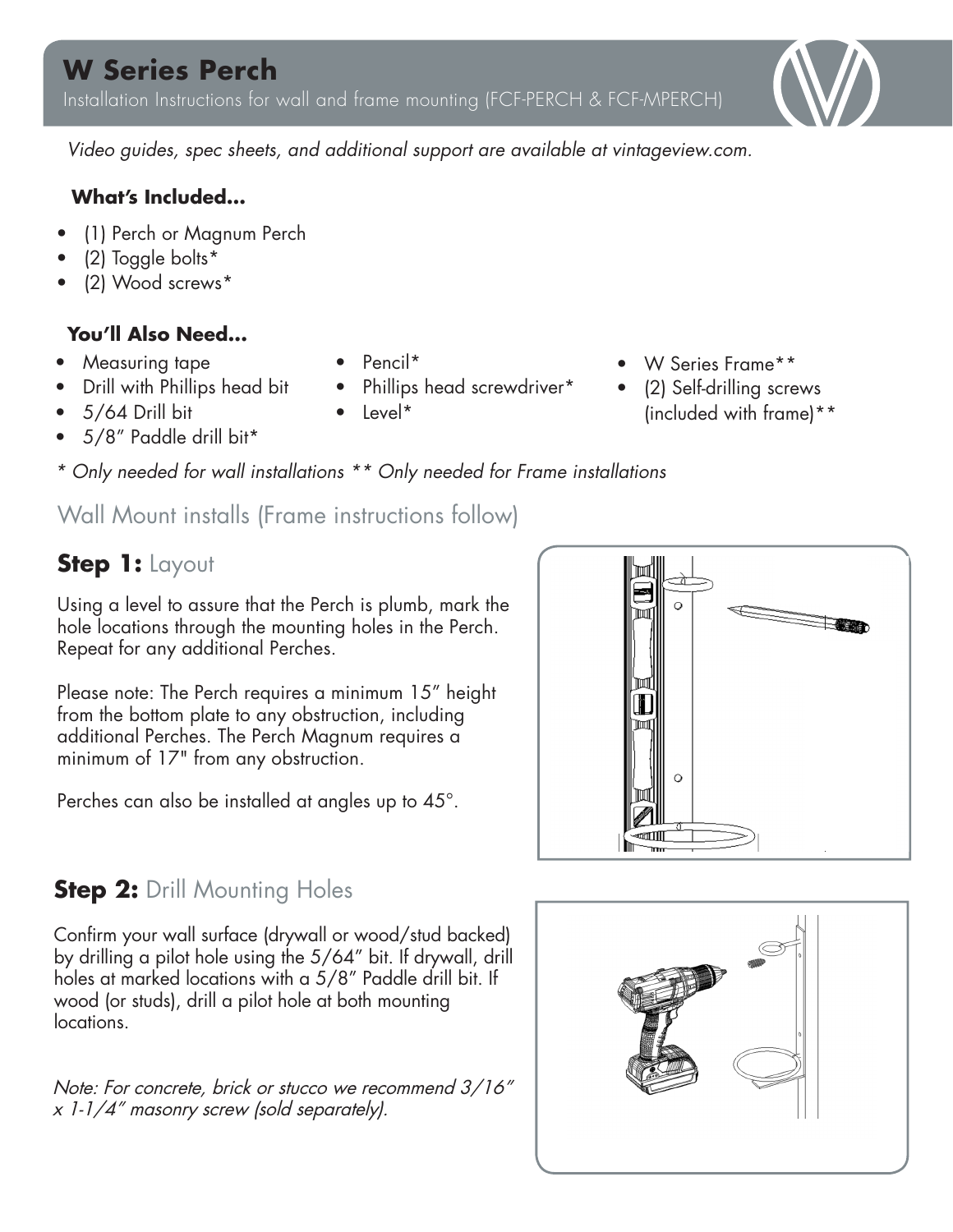# W Series Perch

Installation Instructions for wall and frame mounting (FCF-PERCH & FCF-MPERCH)

*Video guides, spec sheets, and additional support are available at vintageview.com.*

**What's Included...**

- (1) Perch or Magnum Perch
- (2) Toggle bolts*
- (2) Wood screws*

**You'll Also Need...**

- Measuring tape
- Drill with Phillips head bit
- 5/64 Drill bit
- 5/8" Paddle drill bit*
- Pencil*
- Phillips head screwdriver*
- Level*
- W Series Frame**
- (2) Self-drilling screws (included with frame)**

*\* Only needed for wall installations \*\* Only needed for Frame installations*

## Wall Mount installs (Frame instructions follow)

### **Step 1:** Layout

Using a level to assure that the Perch is plumb, mark the hole locations through the mounting holes in the Perch. Repeat for any additional Perches.

Please note: The Perch requires a minimum 15" height from the bottom plate to any obstruction, including additional Perches. The Perch Magnum requires a minimum of 17" from any obstruction.

Perches can also be installed at angles up to 45°.

### **Step 2:** Drill Mounting Holes

Confirm your wall surface (drywall or wood/stud backed) by drilling a pilot hole using the 5/64" bit. If drywall, drill holes at marked locations with a 5/8" Paddle drill bit. If wood (or studs), drill a pilot hole at both mounting locations.

*Note: For concrete, brick or stucco we recommend 3/16" x 1-1/4" masonry screw (sold separately).*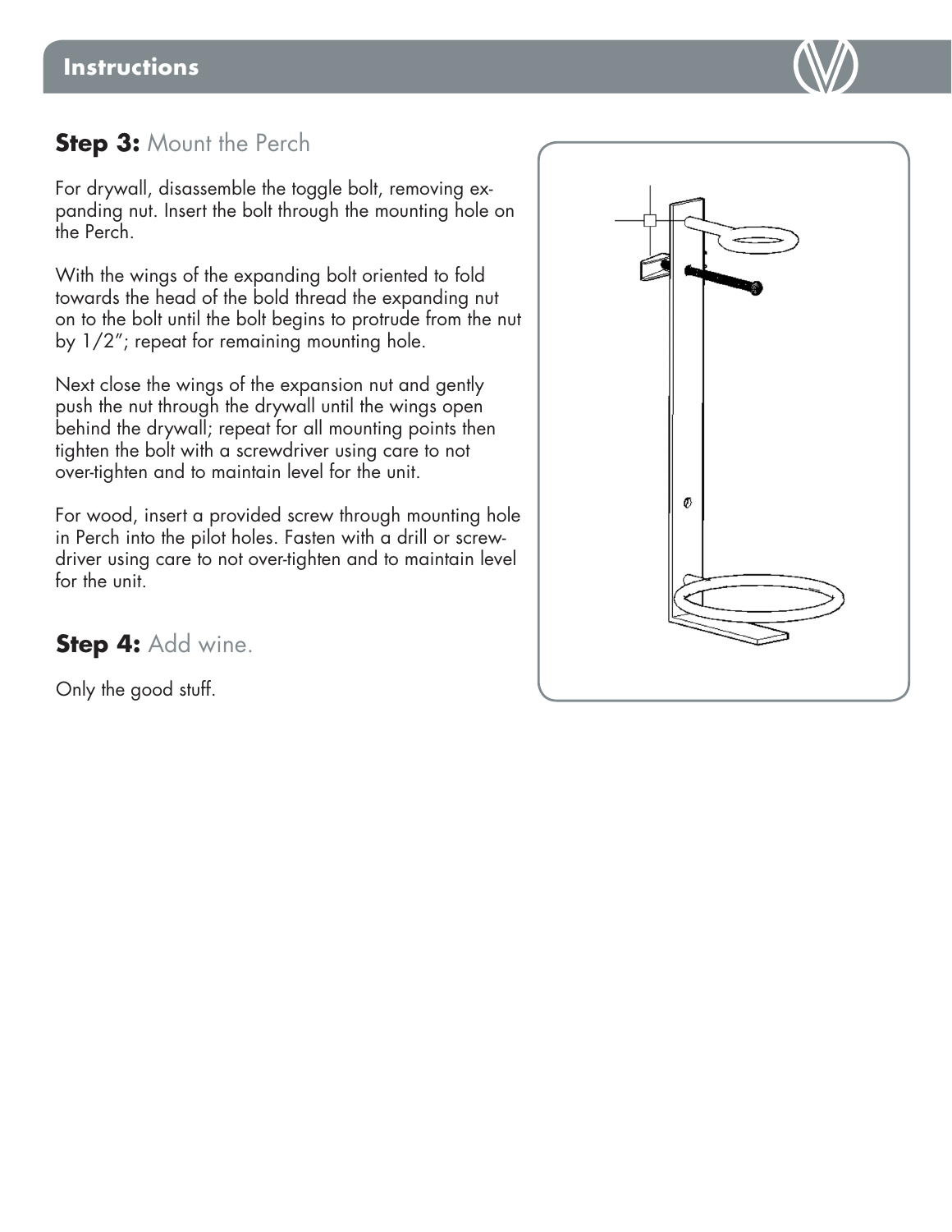## Instructions

### Step 3: Mount the Perch

For drywall, disassemble the toggle bolt, removing expanding nut. Insert the bolt through the mounting hole on the Perch.

With the wings of the expanding bolt oriented to fold towards the head of the bold thread the expanding nut on to the bolt until the bolt begins to protrude from the nut by 1/2"; repeat for remaining mounting hole.

Next close the wings of the expansion nut and gently push the nut through the drywall until the wings open behind the drywall; repeat for all mounting points then tighten the bolt with a screwdriver using care to not over-tighten and to maintain level for the unit.

For wood, insert a provided screw through mounting hole in Perch into the pilot holes. Fasten with a drill or screwdriver using care to not over-tighten and to maintain level for the unit.

### Step 4: Add wine.

Only the good stuff.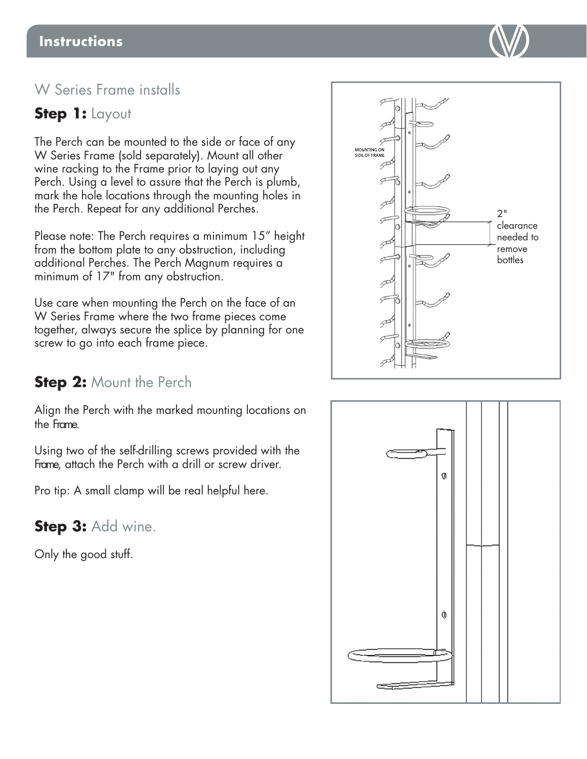# Instructions

## W Series Frame installs

### **Step 1:** Layout

The Perch can be mounted to the side or face of any W Series Frame (sold separately). Mount all other wine racking to the Frame prior to laying out any Perch. Using a level to assure that the Perch is plumb, mark the hole locations through the mounting holes in the Perch. Repeat for any additional Perches.

Please note: The Perch requires a minimum 15” height from the bottom plate to any obstruction, including additional Perches. The Perch Magnum requires a minimum of 17" from any obstruction.

Use care when mounting the Perch on the face of an W Series Frame where the two frame pieces come together, always secure the splice by planning for one screw to go into each frame piece.

MOUNTING ON SIDE OF FRAME

2" clearance needed to remove bottles

### **Step 2:** Mount the Perch

Align the Perch with the marked mounting locations on the Frame.

Using two of the self-drilling screws provided with the Frame, attach the Perch with a drill or screw driver.

Pro tip: A small clamp will be real helpful here.

### **Step 3:** Add wine.

Only the good stuff.